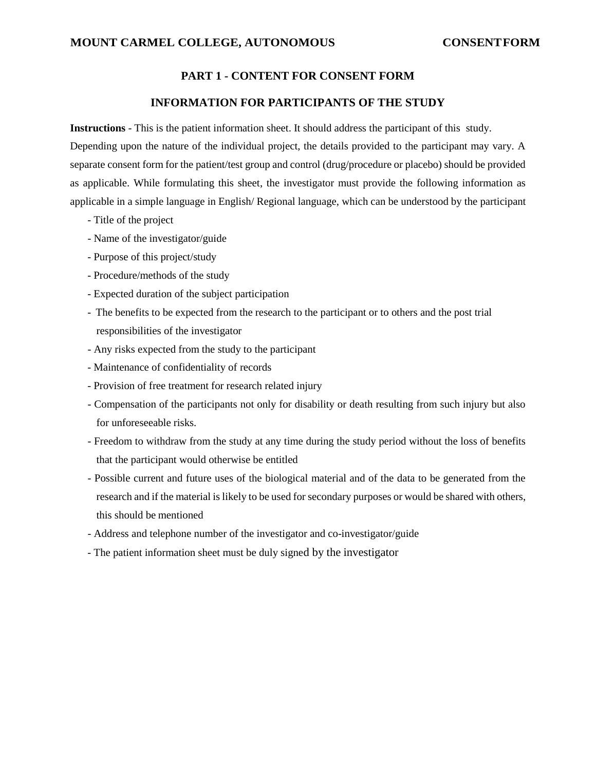**MOUNT CARMEL COLLEGE, AUTONOMOUS** **CONSENTFORM**

## PART 1 - CONTENT FOR CONSENT FORM

## INFORMATION FOR PARTICIPANTS OF THE STUDY

**Instructions** - This is the patient information sheet. It should address the participant of this study. Depending upon the nature of the individual project, the details provided to the participant may vary. A separate consent form for the patient/test group and control (drug/procedure or placebo) should be provided as applicable. While formulating this sheet, the investigator must provide the following information as applicable in a simple language in English/ Regional language, which can be understood by the participant

- Title of the project
- Name of the investigator/guide
- Purpose of this project/study
- Procedure/methods of the study
- Expected duration of the subject participation
- The benefits to be expected from the research to the participant or to others and the post trial responsibilities of the investigator
- Any risks expected from the study to the participant
- Maintenance of confidentiality of records
- Provision of free treatment for research related injury
- Compensation of the participants not only for disability or death resulting from such injury but also for unforeseeable risks.
- Freedom to withdraw from the study at any time during the study period without the loss of benefits that the participant would otherwise be entitled
- Possible current and future uses of the biological material and of the data to be generated from the research and if the material is likely to be used for secondary purposes or would be shared with others, this should be mentioned
- Address and telephone number of the investigator and co-investigator/guide
- The patient information sheet must be duly signed by the investigator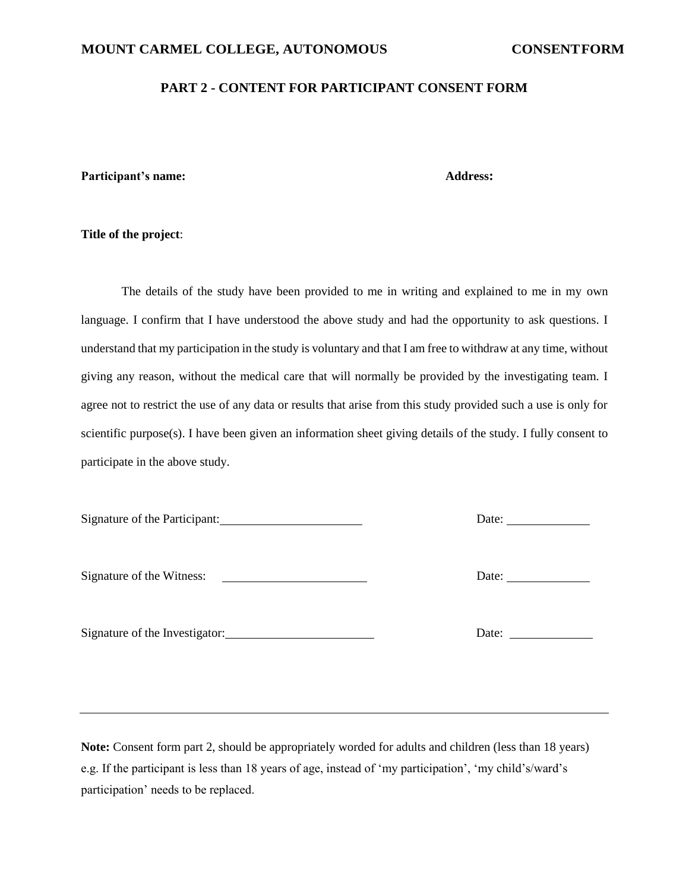**MOUNT CARMEL COLLEGE, AUTONOMOUS** **CONSENTFORM**

## PART 2 - CONTENT FOR PARTICIPANT CONSENT FORM

**Participant's name:** **Address:**

**Title of the project**:

The details of the study have been provided to me in writing and explained to me in my own language. I confirm that I have understood the above study and had the opportunity to ask questions. I understand that my participation in the study is voluntary and that I am free to withdraw at any time, without giving any reason, without the medical care that will normally be provided by the investigating team. I agree not to restrict the use of any data or results that arise from this study provided such a use is only for scientific purpose(s). I have been given an information sheet giving details of the study. I fully consent to participate in the above study.

Signature of the Participant:________________________ Date: ______________

Signature of the Witness: ________________________ Date: ______________

Signature of the Investigator:________________________ Date: ______________

---

**Note:** Consent form part 2, should be appropriately worded for adults and children (less than 18 years) e.g. If the participant is less than 18 years of age, instead of 'my participation', 'my child's/ward's participation' needs to be replaced.